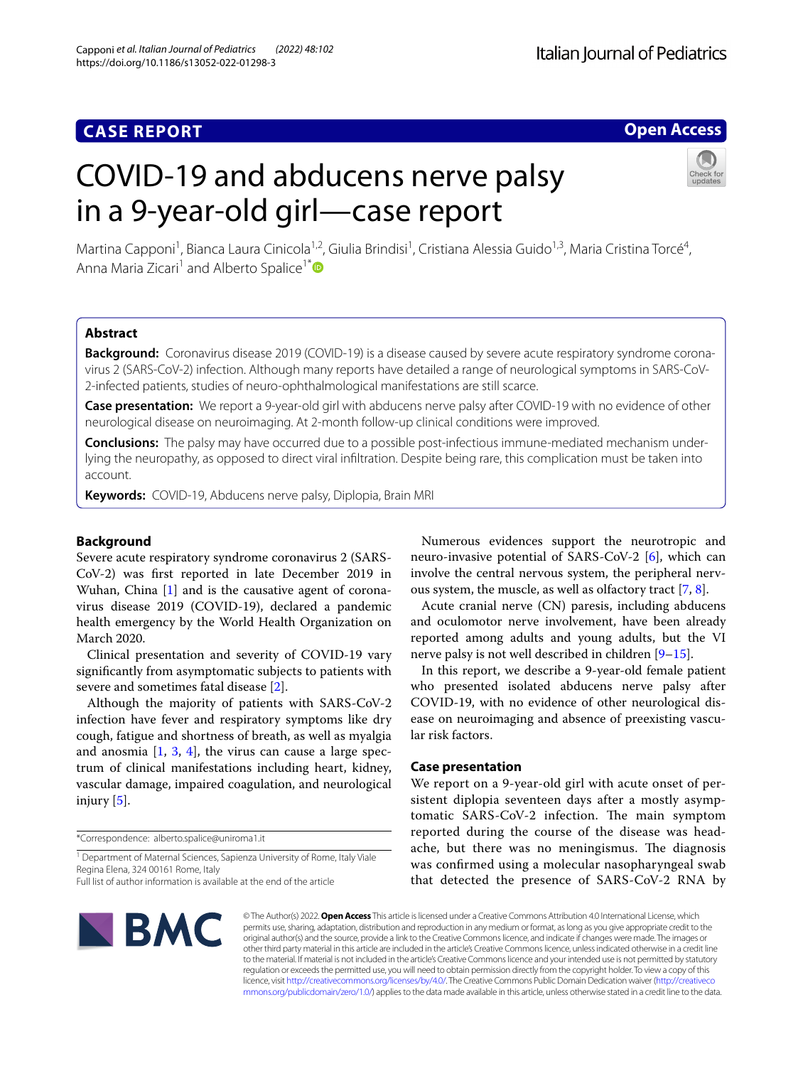**CASE REPORT** **Open Access**

# COVID-19 and abducens nerve palsy in a 9-year-old girl—case report

Martina Capponi[1], Bianca Laura Cinicola[1,2], Giulia Brindisi[1], Cristiana Alessia Guido[1,3], Maria Cristina Torcé[4], Anna Maria Zicari[1] and Alberto Spalice[1*]

## Abstract

**Background:** Coronavirus disease 2019 (COVID-19) is a disease caused by severe acute respiratory syndrome coronavirus 2 (SARS-CoV-2) infection. Although many reports have detailed a range of neurological symptoms in SARS-CoV-2-infected patients, studies of neuro-ophthalmological manifestations are still scarce.

**Case presentation:** We report a 9-year-old girl with abducens nerve palsy after COVID-19 with no evidence of other neurological disease on neuroimaging. At 2-month follow-up clinical conditions were improved.

**Conclusions:** The palsy may have occurred due to a possible post-infectious immune-mediated mechanism underlying the neuropathy, as opposed to direct viral infiltration. Despite being rare, this complication must be taken into account.

**Keywords:** COVID-19, Abducens nerve palsy, Diplopia, Brain MRI

## Background

Severe acute respiratory syndrome coronavirus 2 (SARS-CoV-2) was first reported in late December 2019 in Wuhan, China [1] and is the causative agent of coronavirus disease 2019 (COVID-19), declared a pandemic health emergency by the World Health Organization on March 2020.

Clinical presentation and severity of COVID-19 vary significantly from asymptomatic subjects to patients with severe and sometimes fatal disease [2].

Although the majority of patients with SARS-CoV-2 infection have fever and respiratory symptoms like dry cough, fatigue and shortness of breath, as well as myalgia and anosmia [1, 3, 4], the virus can cause a large spectrum of clinical manifestations including heart, kidney, vascular damage, impaired coagulation, and neurological injury [5].

Numerous evidences support the neurotropic and neuro-invasive potential of SARS-CoV-2 [6], which can involve the central nervous system, the peripheral nervous system, the muscle, as well as olfactory tract [7, 8].

Acute cranial nerve (CN) paresis, including abducens and oculomotor nerve involvement, have been already reported among adults and young adults, but the VI nerve palsy is not well described in children [9–15].

In this report, we describe a 9-year-old female patient who presented isolated abducens nerve palsy after COVID-19, with no evidence of other neurological disease on neuroimaging and absence of preexisting vascular risk factors.

## Case presentation

We report on a 9-year-old girl with acute onset of persistent diplopia seventeen days after a mostly asymptomatic SARS-CoV-2 infection. The main symptom reported during the course of the disease was headache, but there was no meningismus. The diagnosis was confirmed using a molecular nasopharyngeal swab that detected the presence of SARS-CoV-2 RNA by

*Correspondence: alberto.spalice@uniroma1.it

[1] Department of Maternal Sciences, Sapienza University of Rome, Italy Viale Regina Elena, 324 00161 Rome, Italy

Full list of author information is available at the end of the article

© The Author(s) 2022. **Open Access** This article is licensed under a Creative Commons Attribution 4.0 International License, which permits use, sharing, adaptation, distribution and reproduction in any medium or format, as long as you give appropriate credit to the original author(s) and the source, provide a link to the Creative Commons licence, and indicate if changes were made. The images or other third party material in this article are included in the article's Creative Commons licence, unless indicated otherwise in a credit line to the material. If material is not included in the article's Creative Commons licence and your intended use is not permitted by statutory regulation or exceeds the permitted use, you will need to obtain permission directly from the copyright holder. To view a copy of this licence, visit http://creativecommons.org/licenses/by/4.0/. The Creative Commons Public Domain Dedication waiver (http://creativecommons.org/publicdomain/zero/1.0/) applies to the data made available in this article, unless otherwise stated in a credit line to the data.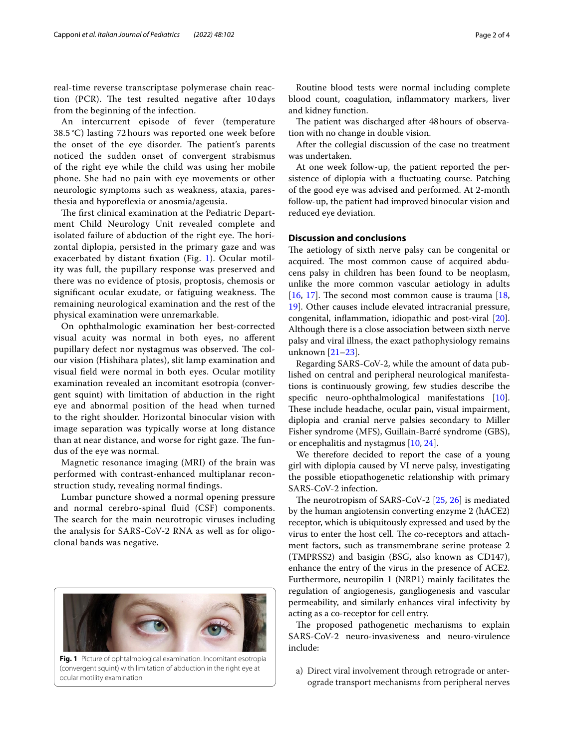real-time reverse transcriptase polymerase chain reaction (PCR). The test resulted negative after 10 days from the beginning of the infection.

An intercurrent episode of fever (temperature 38.5 °C) lasting 72 hours was reported one week before the onset of the eye disorder. The patient's parents noticed the sudden onset of convergent strabismus of the right eye while the child was using her mobile phone. She had no pain with eye movements or other neurologic symptoms such as weakness, ataxia, paresthesia and hyporeflexia or anosmia/ageusia.

The first clinical examination at the Pediatric Department Child Neurology Unit revealed complete and isolated failure of abduction of the right eye. The horizontal diplopia, persisted in the primary gaze and was exacerbated by distant fixation (Fig. 1). Ocular motility was full, the pupillary response was preserved and there was no evidence of ptosis, proptosis, chemosis or significant ocular exudate, or fatiguing weakness. The remaining neurological examination and the rest of the physical examination were unremarkable.

On ophthalmologic examination her best-corrected visual acuity was normal in both eyes, no afferent pupillary defect nor nystagmus was observed. The colour vision (Hishihara plates), slit lamp examination and visual field were normal in both eyes. Ocular motility examination revealed an incomitant esotropia (convergent squint) with limitation of abduction in the right eye and abnormal position of the head when turned to the right shoulder. Horizontal binocular vision with image separation was typically worse at long distance than at near distance, and worse for right gaze. The fundus of the eye was normal.

Magnetic resonance imaging (MRI) of the brain was performed with contrast-enhanced multiplanar reconstruction study, revealing normal findings.

Lumbar puncture showed a normal opening pressure and normal cerebro-spinal fluid (CSF) components. The search for the main neurotropic viruses including the analysis for SARS-CoV-2 RNA as well as for oligoclonal bands was negative.

**Fig. 1** Picture of ophtalmological examination. Incomitant esotropia (convergent squint) with limitation of abduction in the right eye at ocular motility examination

Routine blood tests were normal including complete blood count, coagulation, inflammatory markers, liver and kidney function.

The patient was discharged after 48 hours of observation with no change in double vision.

After the collegial discussion of the case no treatment was undertaken.

At one week follow-up, the patient reported the persistence of diplopia with a fluctuating course. Patching of the good eye was advised and performed. At 2-month follow-up, the patient had improved binocular vision and reduced eye deviation.

## Discussion and conclusions

The aetiology of sixth nerve palsy can be congenital or acquired. The most common cause of acquired abducens palsy in children has been found to be neoplasm, unlike the more common vascular aetiology in adults [16, 17]. The second most common cause is trauma [18, 19]. Other causes include elevated intracranial pressure, congenital, inflammation, idiopathic and post-viral [20]. Although there is a close association between sixth nerve palsy and viral illness, the exact pathophysiology remains unknown [21–23].

Regarding SARS-CoV-2, while the amount of data published on central and peripheral neurological manifestations is continuously growing, few studies describe the specific neuro-ophthalmological manifestations [10]. These include headache, ocular pain, visual impairment, diplopia and cranial nerve palsies secondary to Miller Fisher syndrome (MFS), Guillain-Barré syndrome (GBS), or encephalitis and nystagmus [10, 24].

We therefore decided to report the case of a young girl with diplopia caused by VI nerve palsy, investigating the possible etiopathogenetic relationship with primary SARS-CoV-2 infection.

The neurotropism of SARS-CoV-2 [25, 26] is mediated by the human angiotensin converting enzyme 2 (hACE2) receptor, which is ubiquitously expressed and used by the virus to enter the host cell. The co-receptors and attachment factors, such as transmembrane serine protease 2 (TMPRSS2) and basigin (BSG, also known as CD147), enhance the entry of the virus in the presence of ACE2. Furthermore, neuropilin 1 (NRP1) mainly facilitates the regulation of angiogenesis, gangliogenesis and vascular permeability, and similarly enhances viral infectivity by acting as a co-receptor for cell entry.

The proposed pathogenetic mechanisms to explain SARS-CoV-2 neuro-invasiveness and neuro-virulence include:

a) Direct viral involvement through retrograde or anterograde transport mechanisms from peripheral nerves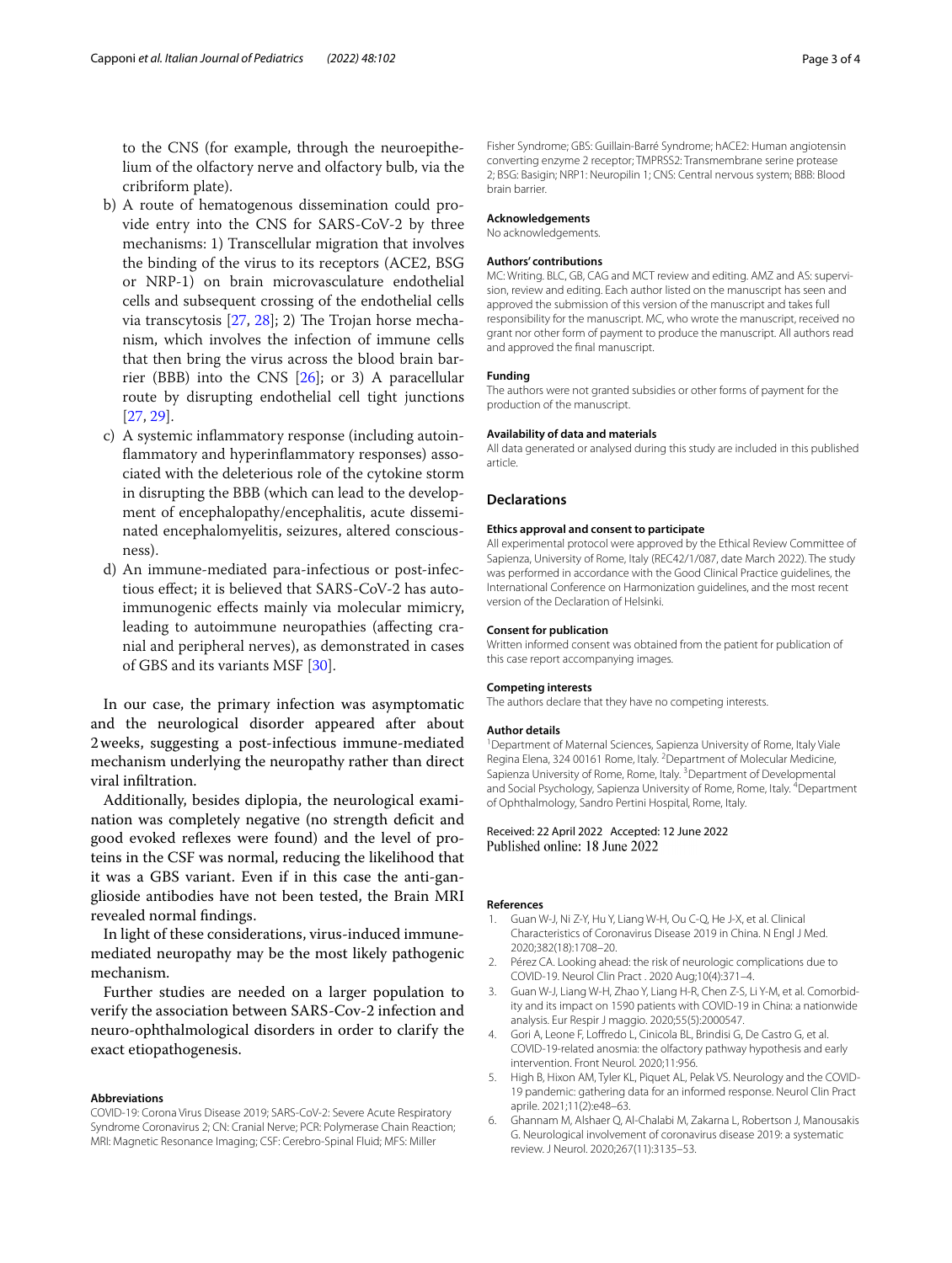to the CNS (for example, through the neuroepithelium of the olfactory nerve and olfactory bulb, via the cribriform plate).

b) A route of hematogenous dissemination could provide entry into the CNS for SARS-CoV-2 by three mechanisms: 1) Transcellular migration that involves the binding of the virus to its receptors (ACE2, BSG or NRP-1) on brain microvasculature endothelial cells and subsequent crossing of the endothelial cells via transcytosis [27, 28]; 2) The Trojan horse mechanism, which involves the infection of immune cells that then bring the virus across the blood brain barrier (BBB) into the CNS [26]; or 3) A paracellular route by disrupting endothelial cell tight junctions [27, 29].

c) A systemic inflammatory response (including autoinflammatory and hyperinflammatory responses) associated with the deleterious role of the cytokine storm in disrupting the BBB (which can lead to the development of encephalopathy/encephalitis, acute disseminated encephalomyelitis, seizures, altered consciousness).

d) An immune-mediated para-infectious or post-infectious effect; it is believed that SARS-CoV-2 has autoimmunogenic effects mainly via molecular mimicry, leading to autoimmune neuropathies (affecting cranial and peripheral nerves), as demonstrated in cases of GBS and its variants MSF [30].

In our case, the primary infection was asymptomatic and the neurological disorder appeared after about 2 weeks, suggesting a post-infectious immune-mediated mechanism underlying the neuropathy rather than direct viral infiltration.

Additionally, besides diplopia, the neurological examination was completely negative (no strength deficit and good evoked reflexes were found) and the level of proteins in the CSF was normal, reducing the likelihood that it was a GBS variant. Even if in this case the anti-ganglioside antibodies have not been tested, the Brain MRI revealed normal findings.

In light of these considerations, virus-induced immune-mediated neuropathy may be the most likely pathogenic mechanism.

Further studies are needed on a larger population to verify the association between SARS-Cov-2 infection and neuro-ophthalmological disorders in order to clarify the exact etiopathogenesis.

#### Abbreviations

COVID-19: Corona Virus Disease 2019; SARS-CoV-2: Severe Acute Respiratory Syndrome Coronavirus 2; CN: Cranial Nerve; PCR: Polymerase Chain Reaction; MRI: Magnetic Resonance Imaging; CSF: Cerebro-Spinal Fluid; MFS: Miller Fisher Syndrome; GBS: Guillain-Barré Syndrome; hACE2: Human angiotensin converting enzyme 2 receptor; TMPRSS2: Transmembrane serine protease 2; BSG: Basigin; NRP1: Neuropilin 1; CNS: Central nervous system; BBB: Blood brain barrier.

#### Acknowledgements

No acknowledgements.

#### Authors' contributions

MC: Writing. BLC, GB, CAG and MCT review and editing. AMZ and AS: supervision, review and editing. Each author listed on the manuscript has seen and approved the submission of this version of the manuscript and takes full responsibility for the manuscript. MC, who wrote the manuscript, received no grant nor other form of payment to produce the manuscript. All authors read and approved the final manuscript.

#### Funding

The authors were not granted subsidies or other forms of payment for the production of the manuscript.

#### Availability of data and materials

All data generated or analysed during this study are included in this published article.

## Declarations

#### Ethics approval and consent to participate

All experimental protocol were approved by the Ethical Review Committee of Sapienza, University of Rome, Italy (REC42/1/087, date March 2022). The study was performed in accordance with the Good Clinical Practice guidelines, the International Conference on Harmonization guidelines, and the most recent version of the Declaration of Helsinki.

#### Consent for publication

Written informed consent was obtained from the patient for publication of this case report accompanying images.

#### Competing interests

The authors declare that they have no competing interests.

#### Author details

[1]Department of Maternal Sciences, Sapienza University of Rome, Italy Viale Regina Elena, 324 00161 Rome, Italy. [2]Department of Molecular Medicine, Sapienza University of Rome, Rome, Italy. [3]Department of Developmental and Social Psychology, Sapienza University of Rome, Rome, Italy. [4]Department of Ophthalmology, Sandro Pertini Hospital, Rome, Italy.

Received: 22 April 2022 Accepted: 12 June 2022
Published online: 18 June 2022

#### References

1. Guan W-J, Ni Z-Y, Hu Y, Liang W-H, Ou C-Q, He J-X, et al. Clinical Characteristics of Coronavirus Disease 2019 in China. N Engl J Med. 2020;382(18):1708–20.
2. Pérez CA. Looking ahead: the risk of neurologic complications due to COVID-19. Neurol Clin Pract . 2020 Aug;10(4):371–4.
3. Guan W-J, Liang W-H, Zhao Y, Liang H-R, Chen Z-S, Li Y-M, et al. Comorbidity and its impact on 1590 patients with COVID-19 in China: a nationwide analysis. Eur Respir J maggio. 2020;55(5):2000547.
4. Gori A, Leone F, Loffredo L, Cinicola BL, Brindisi G, De Castro G, et al. COVID-19-related anosmia: the olfactory pathway hypothesis and early intervention. Front Neurol. 2020;11:956.
5. High B, Hixon AM, Tyler KL, Piquet AL, Pelak VS. Neurology and the COVID-19 pandemic: gathering data for an informed response. Neurol Clin Pract aprile. 2021;11(2):e48–63.
6. Ghannam M, Alshaer Q, Al-Chalabi M, Zakarna L, Robertson J, Manousakis G. Neurological involvement of coronavirus disease 2019: a systematic review. J Neurol. 2020;267(11):3135–53.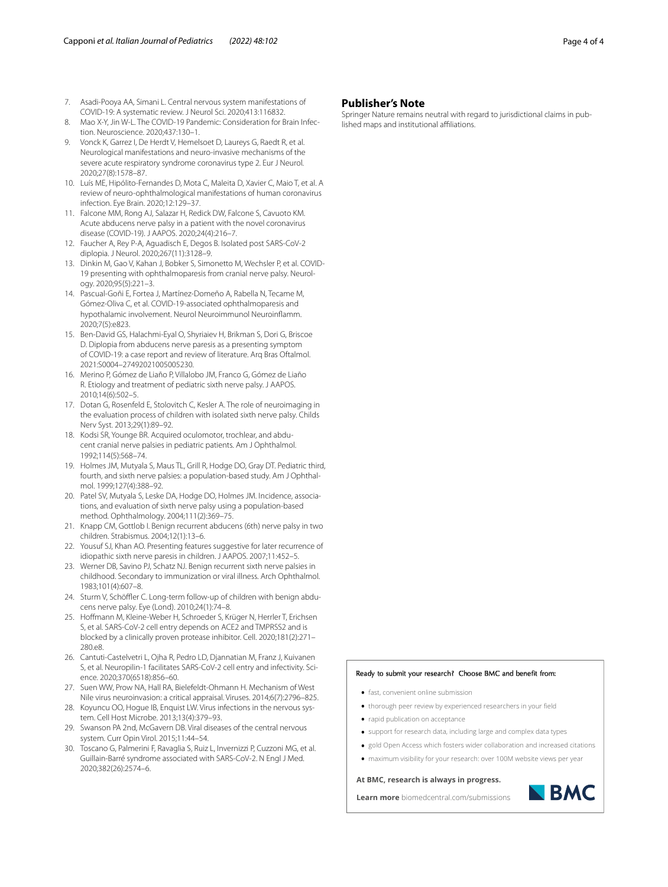7. Asadi-Pooya AA, Simani L. Central nervous system manifestations of COVID-19: A systematic review. J Neurol Sci. 2020;413:116832.
8. Mao X-Y, Jin W-L. The COVID-19 Pandemic: Consideration for Brain Infection. Neuroscience. 2020;437:130–1.
9. Vonck K, Garrez I, De Herdt V, Hemelsoet D, Laureys G, Raedt R, et al. Neurological manifestations and neuro-invasive mechanisms of the severe acute respiratory syndrome coronavirus type 2. Eur J Neurol. 2020;27(8):1578–87.
10. Luís ME, Hipólito-Fernandes D, Mota C, Maleita D, Xavier C, Maio T, et al. A review of neuro-ophthalmological manifestations of human coronavirus infection. Eye Brain. 2020;12:129–37.
11. Falcone MM, Rong AJ, Salazar H, Redick DW, Falcone S, Cavuoto KM. Acute abducens nerve palsy in a patient with the novel coronavirus disease (COVID-19). J AAPOS. 2020;24(4):216–7.
12. Faucher A, Rey P-A, Aguadisch E, Degos B. Isolated post SARS-CoV-2 diplopia. J Neurol. 2020;267(11):3128–9.
13. Dinkin M, Gao V, Kahan J, Bobker S, Simonetto M, Wechsler P, et al. COVID-19 presenting with ophthalmoparesis from cranial nerve palsy. Neurology. 2020;95(5):221–3.
14. Pascual-Goñi E, Fortea J, Martínez-Domeño A, Rabella N, Tecame M, Gómez-Oliva C, et al. COVID-19-associated ophthalmoparesis and hypothalamic involvement. Neurol Neuroimmunol Neuroinflamm. 2020;7(5):e823.
15. Ben-David GS, Halachmi-Eyal O, Shyriaiev H, Brikman S, Dori G, Briscoe D. Diplopia from abducens nerve paresis as a presenting symptom of COVID-19: a case report and review of literature. Arq Bras Oftalmol. 2021:S0004–27492021005005230.
16. Merino P, Gómez de Liaño P, Villalobo JM, Franco G, Gómez de Liaño R. Etiology and treatment of pediatric sixth nerve palsy. J AAPOS. 2010;14(6):502–5.
17. Dotan G, Rosenfeld E, Stolovitch C, Kesler A. The role of neuroimaging in the evaluation process of children with isolated sixth nerve palsy. Childs Nerv Syst. 2013;29(1):89–92.
18. Kodsi SR, Younge BR. Acquired oculomotor, trochlear, and abducent cranial nerve palsies in pediatric patients. Am J Ophthalmol. 1992;114(5):568–74.
19. Holmes JM, Mutyala S, Maus TL, Grill R, Hodge DO, Gray DT. Pediatric third, fourth, and sixth nerve palsies: a population-based study. Am J Ophthalmol. 1999;127(4):388–92.
20. Patel SV, Mutyala S, Leske DA, Hodge DO, Holmes JM. Incidence, associations, and evaluation of sixth nerve palsy using a population-based method. Ophthalmology. 2004;111(2):369–75.
21. Knapp CM, Gottlob I. Benign recurrent abducens (6th) nerve palsy in two children. Strabismus. 2004;12(1):13–6.
22. Yousuf SJ, Khan AO. Presenting features suggestive for later recurrence of idiopathic sixth nerve paresis in children. J AAPOS. 2007;11:452–5.
23. Werner DB, Savino PJ, Schatz NJ. Benign recurrent sixth nerve palsies in childhood. Secondary to immunization or viral illness. Arch Ophthalmol. 1983;101(4):607–8.
24. Sturm V, Schöffler C. Long-term follow-up of children with benign abducens nerve palsy. Eye (Lond). 2010;24(1):74–8.
25. Hoffmann M, Kleine-Weber H, Schroeder S, Krüger N, Herrler T, Erichsen S, et al. SARS-CoV-2 cell entry depends on ACE2 and TMPRSS2 and is blocked by a clinically proven protease inhibitor. Cell. 2020;181(2):271–280.e8.
26. Cantuti-Castelvetri L, Ojha R, Pedro LD, Djannatian M, Franz J, Kuivanen S, et al. Neuropilin-1 facilitates SARS-CoV-2 cell entry and infectivity. Science. 2020;370(6518):856–60.
27. Suen WW, Prow NA, Hall RA, Bielefeldt-Ohmann H. Mechanism of West Nile virus neuroinvasion: a critical appraisal. Viruses. 2014;6(7):2796–825.
28. Koyuncu OO, Hogue IB, Enquist LW. Virus infections in the nervous system. Cell Host Microbe. 2013;13(4):379–93.
29. Swanson PA 2nd, McGavern DB. Viral diseases of the central nervous system. Curr Opin Virol. 2015;11:44–54.
30. Toscano G, Palmerini F, Ravaglia S, Ruiz L, Invernizzi P, Cuzzoni MG, et al. Guillain-Barré syndrome associated with SARS-CoV-2. N Engl J Med. 2020;382(26):2574–6.

## Publisher's Note

Springer Nature remains neutral with regard to jurisdictional claims in published maps and institutional affiliations.

Ready to submit your research? Choose BMC and benefit from:

- fast, convenient online submission
- thorough peer review by experienced researchers in your field
- rapid publication on acceptance
- support for research data, including large and complex data types
- gold Open Access which fosters wider collaboration and increased citations
- maximum visibility for your research: over 100M website views per year

**At BMC, research is always in progress.**

**Learn more** biomedcentral.com/submissions

BMC